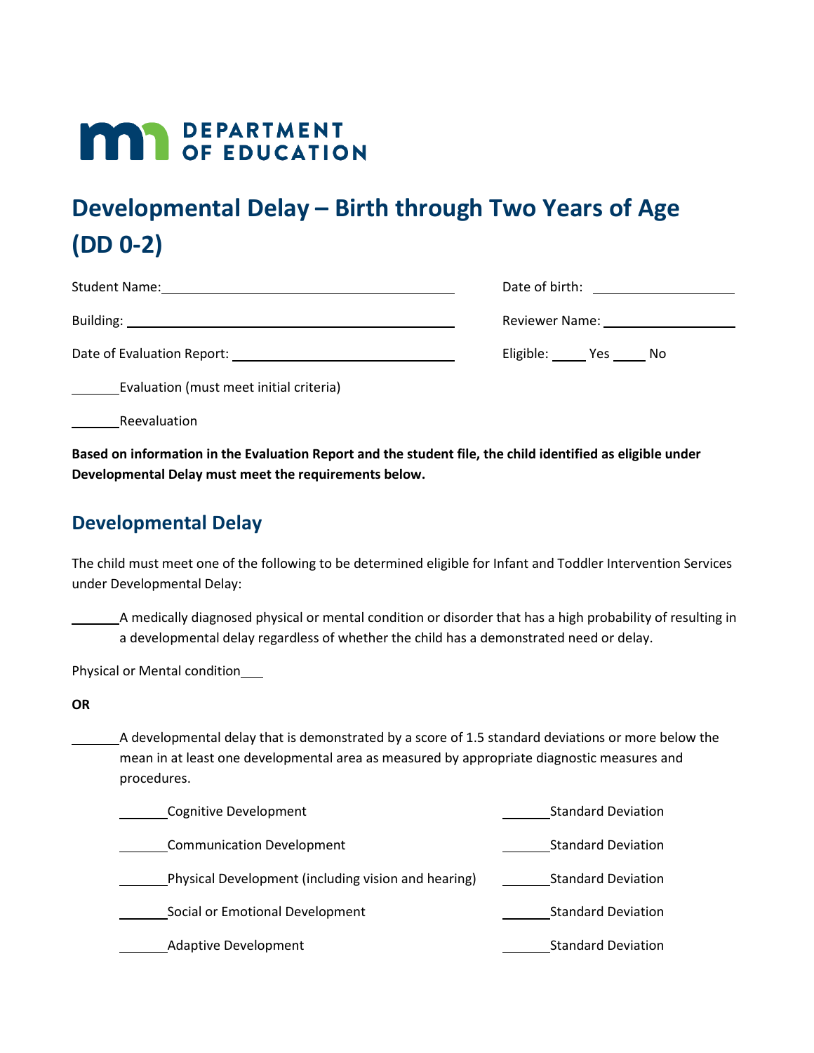# Developmental Delay – Birth through Two Years of Age (DD 0-2)

Student Name: ______________________ Date of birth: ______________

Building: ______________________ Reviewer Name: ______________

Date of Evaluation Report: ______________________ Eligible: _____ Yes _____ No

_______ Evaluation (must meet initial criteria)

_______ Reevaluation

**Based on information in the Evaluation Report and the student file, the child identified as eligible under Developmental Delay must meet the requirements below.**

## Developmental Delay

The child must meet one of the following to be determined eligible for Infant and Toddler Intervention Services under Developmental Delay:

_______ A medically diagnosed physical or mental condition or disorder that has a high probability of resulting in a developmental delay regardless of whether the child has a demonstrated need or delay.

Physical or Mental condition___

**OR**

_______ A developmental delay that is demonstrated by a score of 1.5 standard deviations or more below the mean in at least one developmental area as measured by appropriate diagnostic measures and procedures.

_______ Cognitive Development _______ Standard Deviation

_______ Communication Development _______ Standard Deviation

_______ Physical Development (including vision and hearing) _______ Standard Deviation

_______ Social or Emotional Development _______ Standard Deviation

_______ Adaptive Development _______ Standard Deviation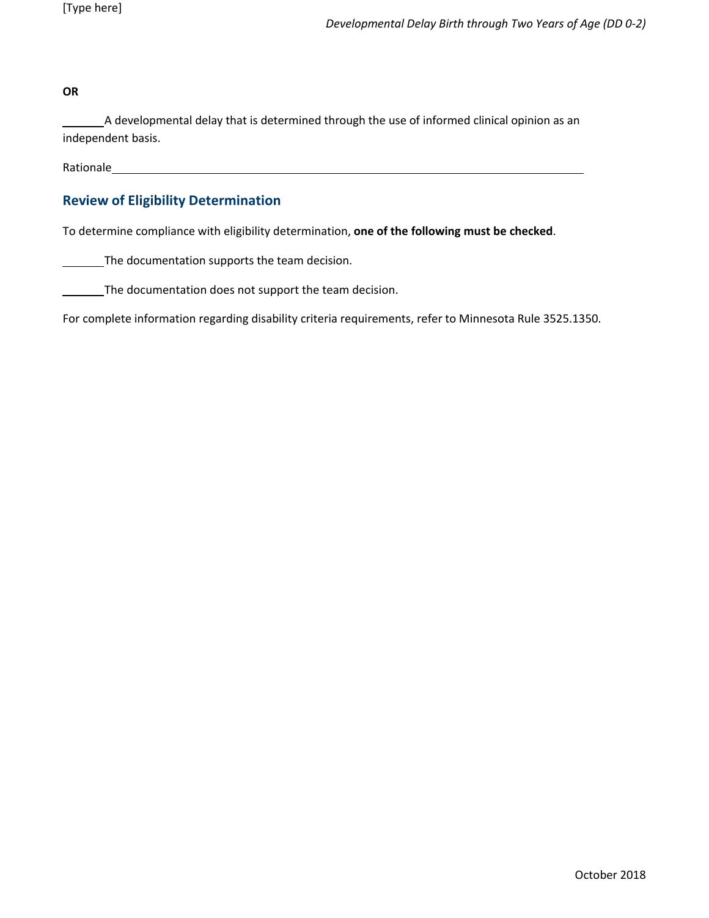**OR**

_______ A developmental delay that is determined through the use of informed clinical opinion as an independent basis.

Rationale_______________________________________________________________

## Review of Eligibility Determination

To determine compliance with eligibility determination, **one of the following must be checked**.

_______ The documentation supports the team decision.

_______ The documentation does not support the team decision.

For complete information regarding disability criteria requirements, refer to Minnesota Rule 3525.1350.